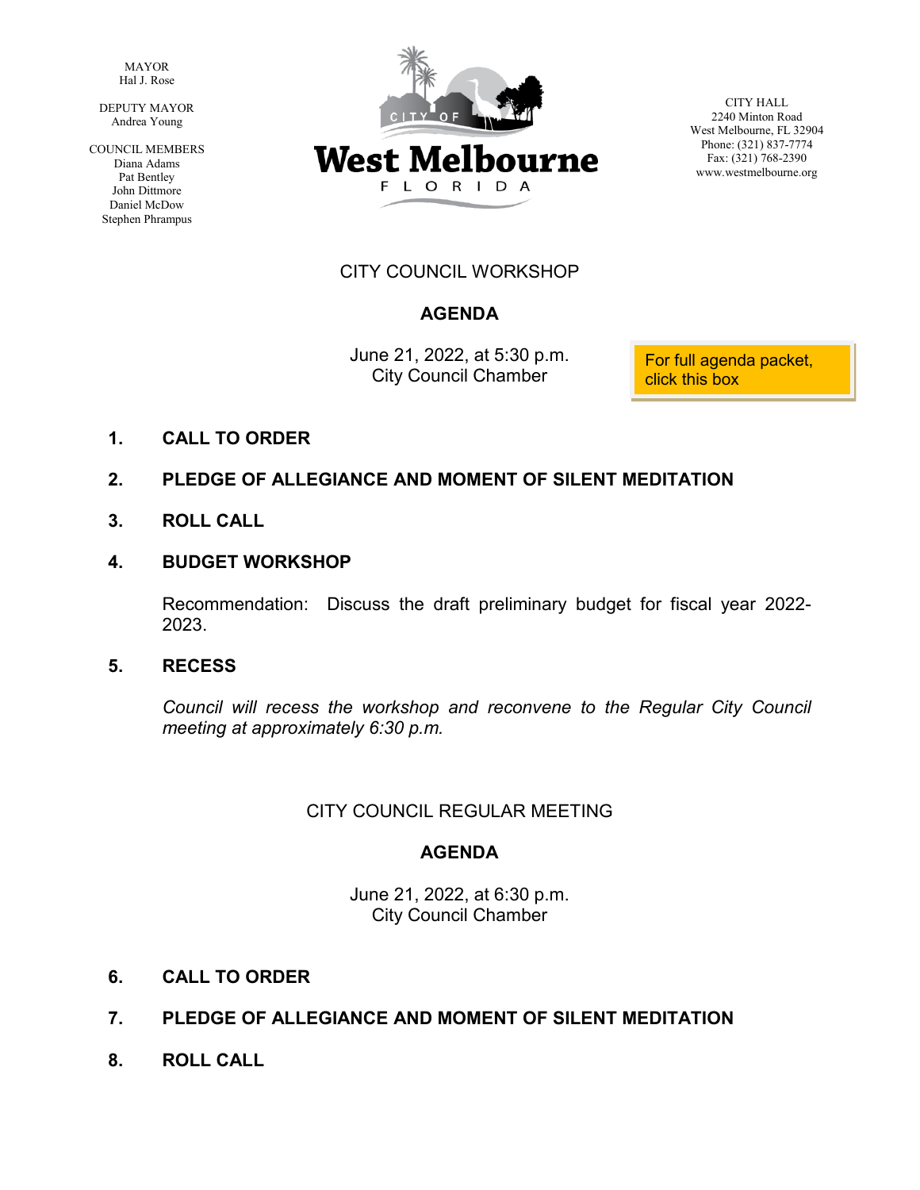MAYOR
Hal J. Rose

DEPUTY MAYOR
Andrea Young

COUNCIL MEMBERS
Diana Adams
Pat Bentley
John Dittmore
Daniel McDow
Stephen Phrampus

**West Melbourne**
F L O R I D A

CITY HALL
2240 Minton Road
West Melbourne, FL 32904
Phone: (321) 837-7774
Fax: (321) 768-2390
www.westmelbourne.org

## CITY COUNCIL WORKSHOP

### AGENDA

June 21, 2022, at 5:30 p.m.
City Council Chamber

For full agenda packet, click this box

1. **CALL TO ORDER**

2. **PLEDGE OF ALLEGIANCE AND MOMENT OF SILENT MEDITATION**

3. **ROLL CALL**

4. **BUDGET WORKSHOP**

   Recommendation: Discuss the draft preliminary budget for fiscal year 2022-2023.

5. **RECESS**

   *Council will recess the workshop and reconvene to the Regular City Council meeting at approximately 6:30 p.m.*

## CITY COUNCIL REGULAR MEETING

### AGENDA

June 21, 2022, at 6:30 p.m.
City Council Chamber

6. **CALL TO ORDER**

7. **PLEDGE OF ALLEGIANCE AND MOMENT OF SILENT MEDITATION**

8. **ROLL CALL**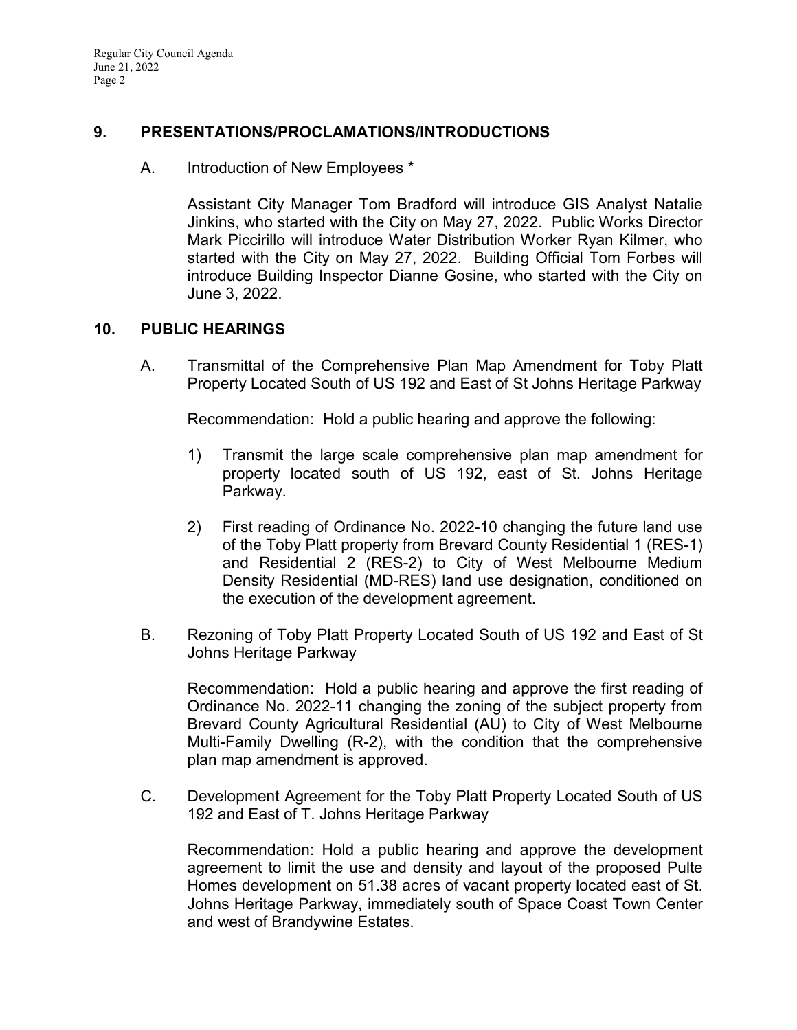## 9. PRESENTATIONS/PROCLAMATIONS/INTRODUCTIONS

A. Introduction of New Employees *

Assistant City Manager Tom Bradford will introduce GIS Analyst Natalie Jinkins, who started with the City on May 27, 2022. Public Works Director Mark Piccirillo will introduce Water Distribution Worker Ryan Kilmer, who started with the City on May 27, 2022. Building Official Tom Forbes will introduce Building Inspector Dianne Gosine, who started with the City on June 3, 2022.

## 10. PUBLIC HEARINGS

A. Transmittal of the Comprehensive Plan Map Amendment for Toby Platt Property Located South of US 192 and East of St Johns Heritage Parkway

Recommendation: Hold a public hearing and approve the following:

1) Transmit the large scale comprehensive plan map amendment for property located south of US 192, east of St. Johns Heritage Parkway.

2) First reading of Ordinance No. 2022-10 changing the future land use of the Toby Platt property from Brevard County Residential 1 (RES-1) and Residential 2 (RES-2) to City of West Melbourne Medium Density Residential (MD-RES) land use designation, conditioned on the execution of the development agreement.

B. Rezoning of Toby Platt Property Located South of US 192 and East of St Johns Heritage Parkway

Recommendation: Hold a public hearing and approve the first reading of Ordinance No. 2022-11 changing the zoning of the subject property from Brevard County Agricultural Residential (AU) to City of West Melbourne Multi-Family Dwelling (R-2), with the condition that the comprehensive plan map amendment is approved.

C. Development Agreement for the Toby Platt Property Located South of US 192 and East of T. Johns Heritage Parkway

Recommendation: Hold a public hearing and approve the development agreement to limit the use and density and layout of the proposed Pulte Homes development on 51.38 acres of vacant property located east of St. Johns Heritage Parkway, immediately south of Space Coast Town Center and west of Brandywine Estates.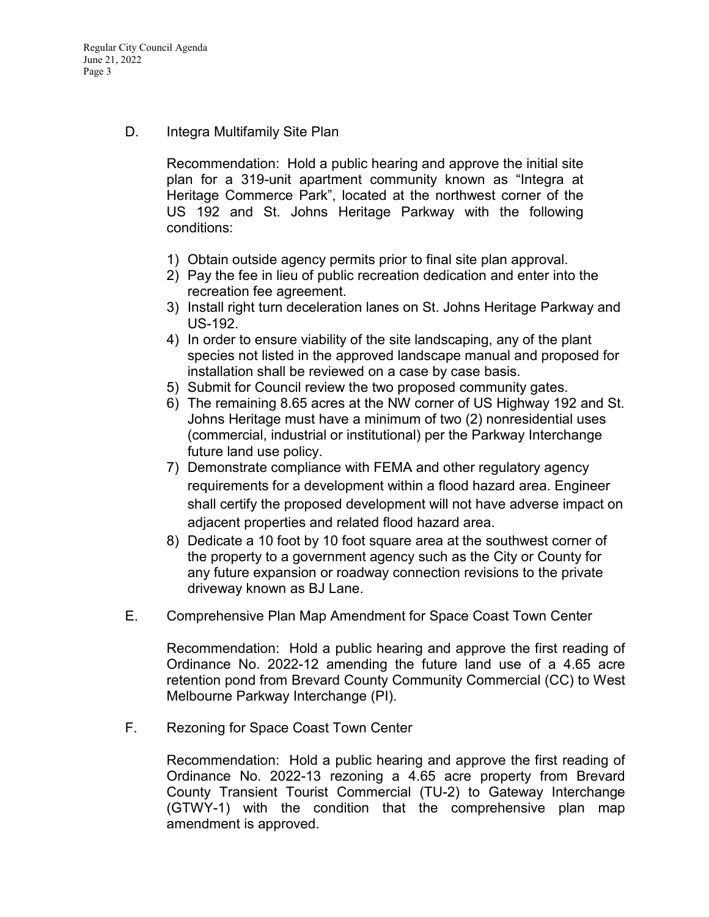D. Integra Multifamily Site Plan

Recommendation: Hold a public hearing and approve the initial site plan for a 319-unit apartment community known as "Integra at Heritage Commerce Park", located at the northwest corner of the US 192 and St. Johns Heritage Parkway with the following conditions:

1) Obtain outside agency permits prior to final site plan approval.
2) Pay the fee in lieu of public recreation dedication and enter into the recreation fee agreement.
3) Install right turn deceleration lanes on St. Johns Heritage Parkway and US-192.
4) In order to ensure viability of the site landscaping, any of the plant species not listed in the approved landscape manual and proposed for installation shall be reviewed on a case by case basis.
5) Submit for Council review the two proposed community gates.
6) The remaining 8.65 acres at the NW corner of US Highway 192 and St. Johns Heritage must have a minimum of two (2) nonresidential uses (commercial, industrial or institutional) per the Parkway Interchange future land use policy.
7) Demonstrate compliance with FEMA and other regulatory agency requirements for a development within a flood hazard area. Engineer shall certify the proposed development will not have adverse impact on adjacent properties and related flood hazard area.
8) Dedicate a 10 foot by 10 foot square area at the southwest corner of the property to a government agency such as the City or County for any future expansion or roadway connection revisions to the private driveway known as BJ Lane.

E. Comprehensive Plan Map Amendment for Space Coast Town Center

Recommendation: Hold a public hearing and approve the first reading of Ordinance No. 2022-12 amending the future land use of a 4.65 acre retention pond from Brevard County Community Commercial (CC) to West Melbourne Parkway Interchange (PI).

F. Rezoning for Space Coast Town Center

Recommendation: Hold a public hearing and approve the first reading of Ordinance No. 2022-13 rezoning a 4.65 acre property from Brevard County Transient Tourist Commercial (TU-2) to Gateway Interchange (GTWY-1) with the condition that the comprehensive plan map amendment is approved.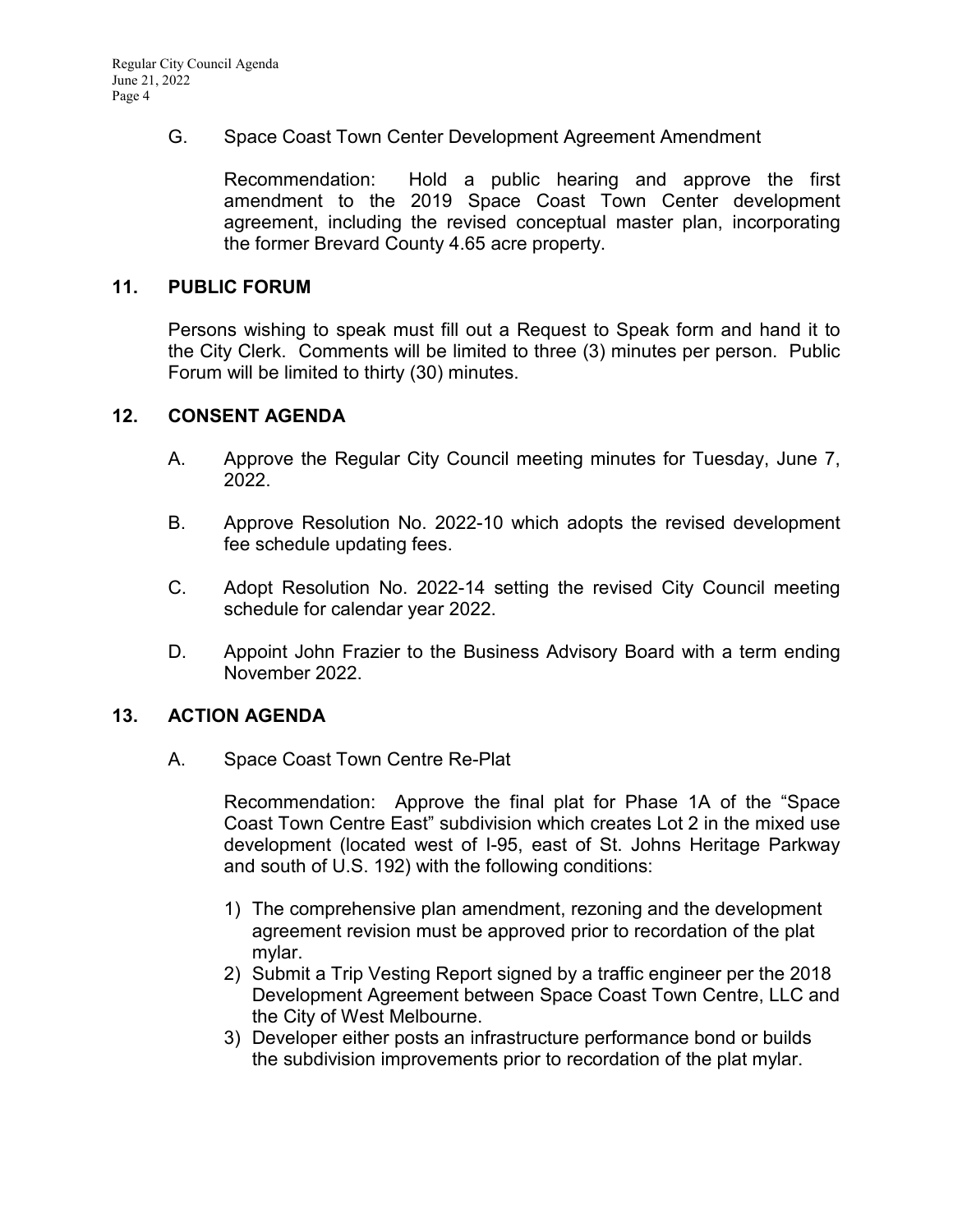G. Space Coast Town Center Development Agreement Amendment

Recommendation: Hold a public hearing and approve the first amendment to the 2019 Space Coast Town Center development agreement, including the revised conceptual master plan, incorporating the former Brevard County 4.65 acre property.

## 11. PUBLIC FORUM

Persons wishing to speak must fill out a Request to Speak form and hand it to the City Clerk. Comments will be limited to three (3) minutes per person. Public Forum will be limited to thirty (30) minutes.

## 12. CONSENT AGENDA

A. Approve the Regular City Council meeting minutes for Tuesday, June 7, 2022.

B. Approve Resolution No. 2022-10 which adopts the revised development fee schedule updating fees.

C. Adopt Resolution No. 2022-14 setting the revised City Council meeting schedule for calendar year 2022.

D. Appoint John Frazier to the Business Advisory Board with a term ending November 2022.

## 13. ACTION AGENDA

A. Space Coast Town Centre Re-Plat

Recommendation: Approve the final plat for Phase 1A of the "Space Coast Town Centre East" subdivision which creates Lot 2 in the mixed use development (located west of I-95, east of St. Johns Heritage Parkway and south of U.S. 192) with the following conditions:

1) The comprehensive plan amendment, rezoning and the development agreement revision must be approved prior to recordation of the plat mylar.
2) Submit a Trip Vesting Report signed by a traffic engineer per the 2018 Development Agreement between Space Coast Town Centre, LLC and the City of West Melbourne.
3) Developer either posts an infrastructure performance bond or builds the subdivision improvements prior to recordation of the plat mylar.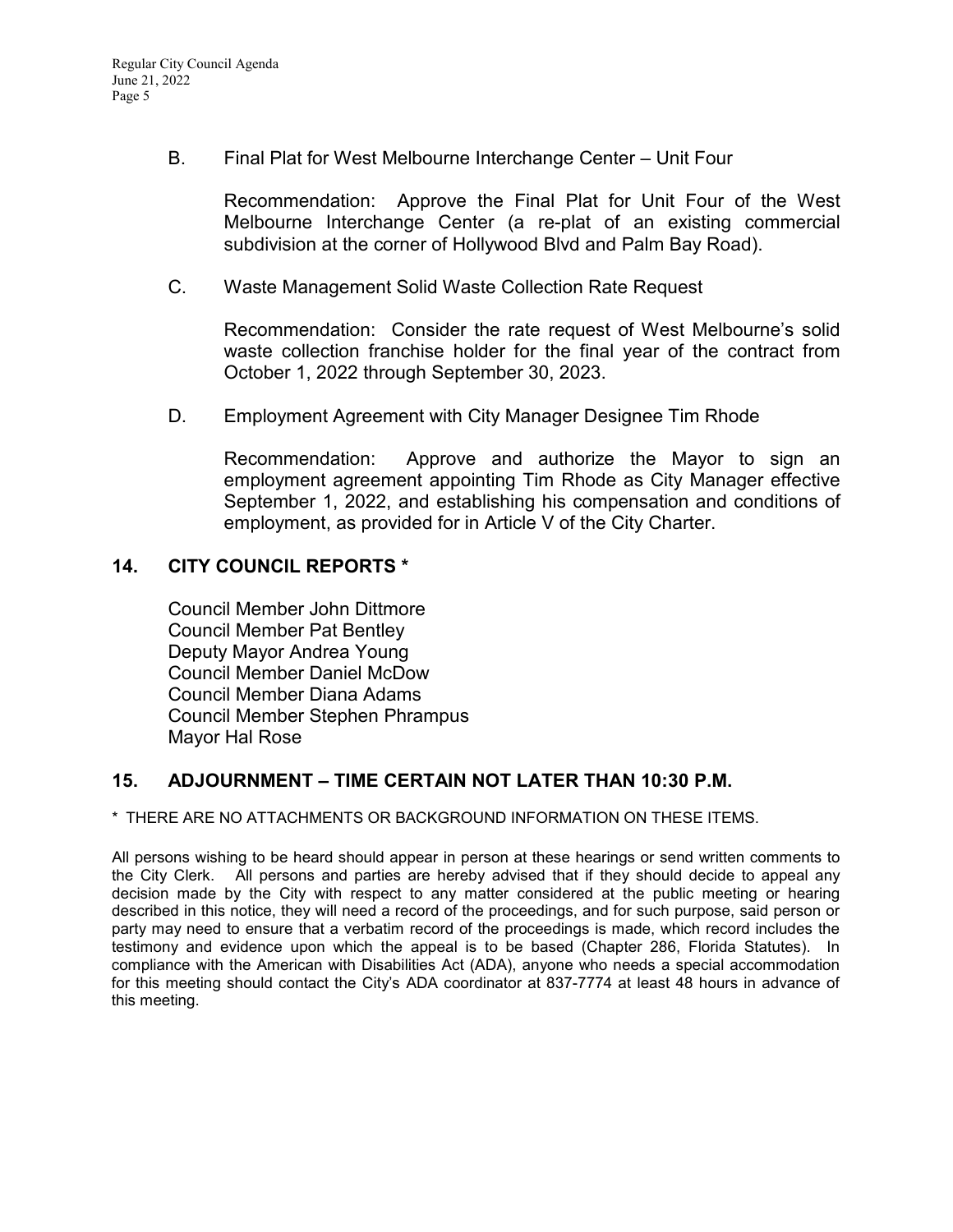B. Final Plat for West Melbourne Interchange Center – Unit Four

Recommendation: Approve the Final Plat for Unit Four of the West Melbourne Interchange Center (a re-plat of an existing commercial subdivision at the corner of Hollywood Blvd and Palm Bay Road).

C. Waste Management Solid Waste Collection Rate Request

Recommendation: Consider the rate request of West Melbourne's solid waste collection franchise holder for the final year of the contract from October 1, 2022 through September 30, 2023.

D. Employment Agreement with City Manager Designee Tim Rhode

Recommendation: Approve and authorize the Mayor to sign an employment agreement appointing Tim Rhode as City Manager effective September 1, 2022, and establishing his compensation and conditions of employment, as provided for in Article V of the City Charter.

## 14. CITY COUNCIL REPORTS *

Council Member John Dittmore
Council Member Pat Bentley
Deputy Mayor Andrea Young
Council Member Daniel McDow
Council Member Diana Adams
Council Member Stephen Phrampus
Mayor Hal Rose

## 15. ADJOURNMENT – TIME CERTAIN NOT LATER THAN 10:30 P.M.

* THERE ARE NO ATTACHMENTS OR BACKGROUND INFORMATION ON THESE ITEMS.

All persons wishing to be heard should appear in person at these hearings or send written comments to the City Clerk. All persons and parties are hereby advised that if they should decide to appeal any decision made by the City with respect to any matter considered at the public meeting or hearing described in this notice, they will need a record of the proceedings, and for such purpose, said person or party may need to ensure that a verbatim record of the proceedings is made, which record includes the testimony and evidence upon which the appeal is to be based (Chapter 286, Florida Statutes). In compliance with the American with Disabilities Act (ADA), anyone who needs a special accommodation for this meeting should contact the City's ADA coordinator at 837-7774 at least 48 hours in advance of this meeting.